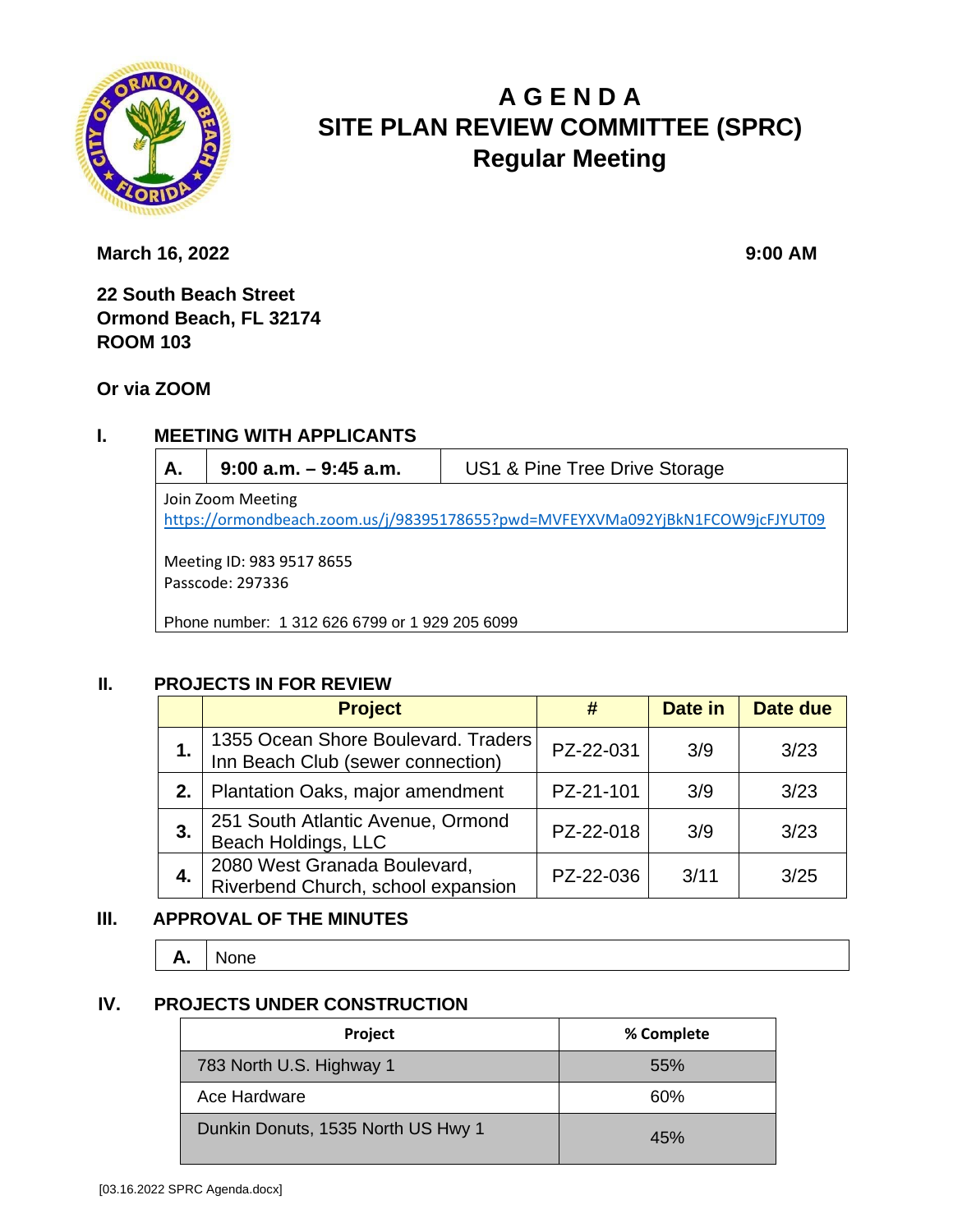# A G E N D A
# SITE PLAN REVIEW COMMITTEE (SPRC)
## Regular Meeting

**March 16, 2022** **9:00 AM**

**22 South Beach Street**
**Ormond Beach, FL 32174**
**ROOM 103**

**Or via ZOOM**

## I. MEETING WITH APPLICANTS

| **A.** | **9:00 a.m. – 9:45 a.m.** | US1 & Pine Tree Drive Storage |
|---|---|---|
| Join Zoom Meeting<br>https://ormondbeach.zoom.us/j/98395178655?pwd=MVFEYXVMa092YjBkN1FCOW9jcFJYUT09<br><br>Meeting ID: 983 9517 8655<br>Passcode: 297336<br><br>Phone number: 1 312 626 6799 or 1 929 205 6099 | | |

## II. PROJECTS IN FOR REVIEW

| | **Project** | **#** | **Date in** | **Date due** |
|---|---|---|---|---|
| **1.** | 1355 Ocean Shore Boulevard. Traders Inn Beach Club (sewer connection) | PZ-22-031 | 3/9 | 3/23 |
| **2.** | Plantation Oaks, major amendment | PZ-21-101 | 3/9 | 3/23 |
| **3.** | 251 South Atlantic Avenue, Ormond Beach Holdings, LLC | PZ-22-018 | 3/9 | 3/23 |
| **4.** | 2080 West Granada Boulevard, Riverbend Church, school expansion | PZ-22-036 | 3/11 | 3/25 |

## III. APPROVAL OF THE MINUTES

| **A.** | None |
|---|---|

## IV. PROJECTS UNDER CONSTRUCTION

| **Project** | **% Complete** |
|---|---|
| 783 North U.S. Highway 1 | 55% |
| Ace Hardware | 60% |
| Dunkin Donuts, 1535 North US Hwy 1 | 45% |

[03.16.2022 SPRC Agenda.docx]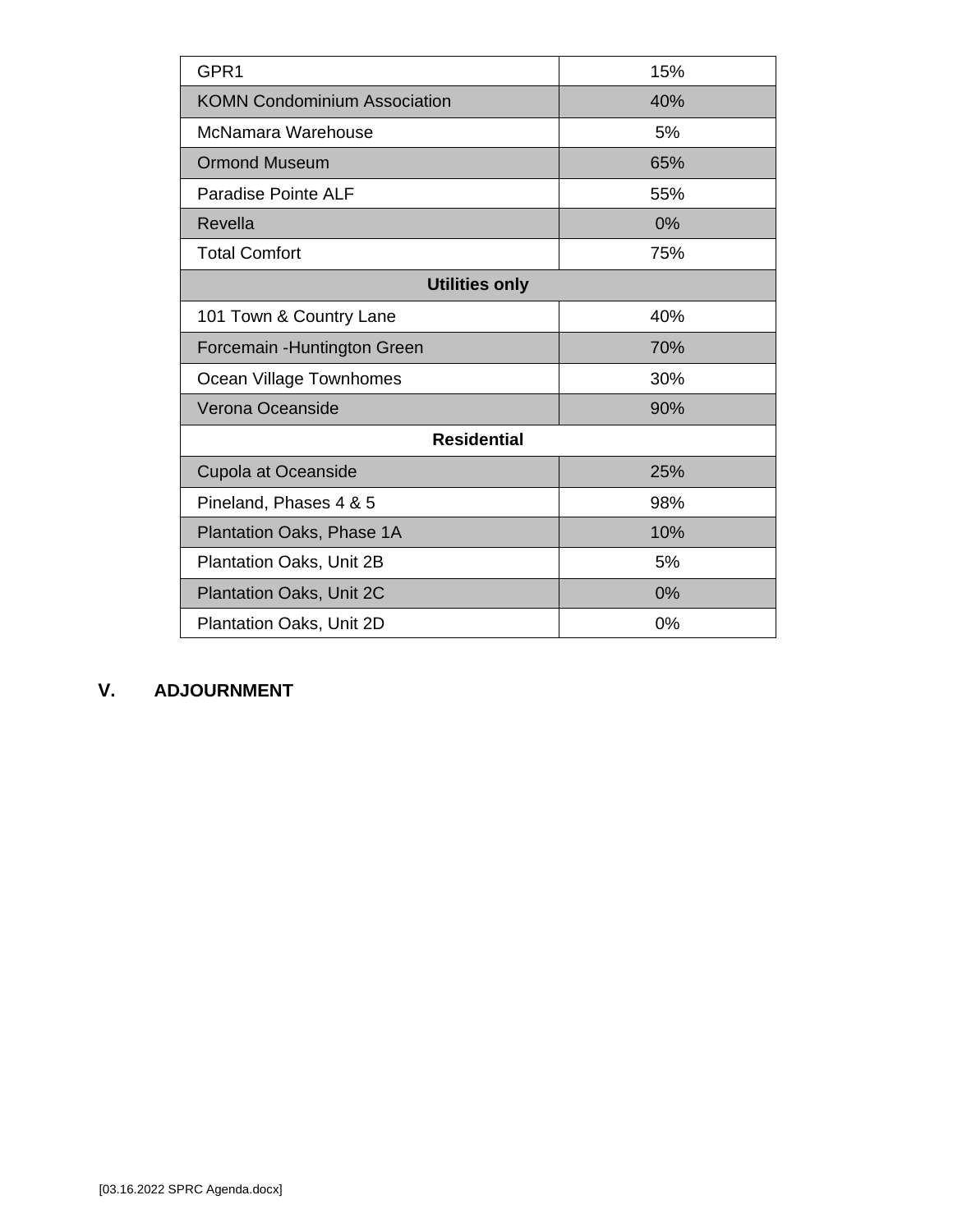| | |
|---|---|
| GPR1 | 15% |
| KOMN Condominium Association | 40% |
| McNamara Warehouse | 5% |
| Ormond Museum | 65% |
| Paradise Pointe ALF | 55% |
| Revella | 0% |
| Total Comfort | 75% |
| **Utilities only** | |
| 101 Town & Country Lane | 40% |
| Forcemain -Huntington Green | 70% |
| Ocean Village Townhomes | 30% |
| Verona Oceanside | 90% |
| **Residential** | |
| Cupola at Oceanside | 25% |
| Pineland, Phases 4 & 5 | 98% |
| Plantation Oaks, Phase 1A | 10% |
| Plantation Oaks, Unit 2B | 5% |
| Plantation Oaks, Unit 2C | 0% |
| Plantation Oaks, Unit 2D | 0% |

## V. ADJOURNMENT

[03.16.2022 SPRC Agenda.docx]